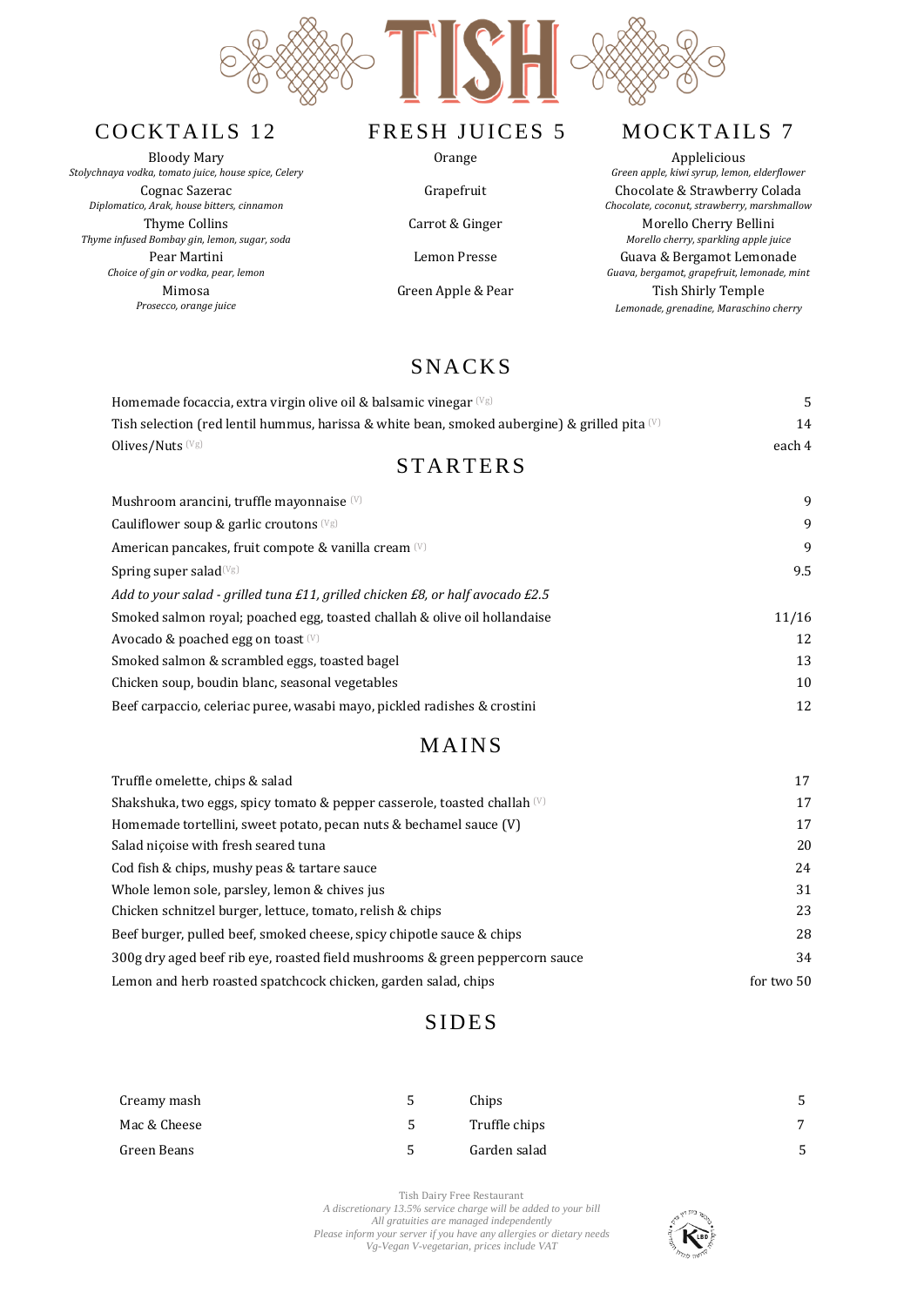# TISH

## COCKTAILS 12

Bloody Mary
*Stolychnaya vodka, tomato juice, house spice, Celery*

Cognac Sazerac
*Diplomatico, Arak, house bitters, cinnamon*

Thyme Collins
*Thyme infused Bombay gin, lemon, sugar, soda*

Pear Martini
*Choice of gin or vodka, pear, lemon*

Mimosa
*Prosecco, orange juice*

## FRESH JUICES 5

Orange

Grapefruit

Carrot & Ginger

Lemon Presse

Green Apple & Pear

## MOCKTAILS 7

Applelicious
*Green apple, kiwi syrup, lemon, elderflower*

Chocolate & Strawberry Colada
*Chocolate, coconut, strawberry, marshmallow*

Morello Cherry Bellini
*Morello cherry, sparkling apple juice*

Guava & Bergamot Lemonade
*Guava, bergamot, grapefruit, lemonade, mint*

Tish Shirly Temple
*Lemonade, grenadine, Maraschino cherry*

## SNACKS

| | |
|---|---|
| Homemade focaccia, extra virgin olive oil & balsamic vinegar (Vg) | 5 |
| Tish selection (red lentil hummus, harissa & white bean, smoked aubergine) & grilled pita (V) | 14 |
| Olives/Nuts (Vg) | each 4 |

## STARTERS

| | |
|---|---|
| Mushroom arancini, truffle mayonnaise (V) | 9 |
| Cauliflower soup & garlic croutons (Vg) | 9 |
| American pancakes, fruit compote & vanilla cream (V) | 9 |
| Spring super salad (Vg) | 9.5 |
| *Add to your salad - grilled tuna £11, grilled chicken £8, or half avocado £2.5* | |
| Smoked salmon royal; poached egg, toasted challah & olive oil hollandaise | 11/16 |
| Avocado & poached egg on toast (V) | 12 |
| Smoked salmon & scrambled eggs, toasted bagel | 13 |
| Chicken soup, boudin blanc, seasonal vegetables | 10 |
| Beef carpaccio, celeriac puree, wasabi mayo, pickled radishes & crostini | 12 |

## MAINS

| | |
|---|---|
| Truffle omelette, chips & salad | 17 |
| Shakshuka, two eggs, spicy tomato & pepper casserole, toasted challah (V) | 17 |
| Homemade tortellini, sweet potato, pecan nuts & bechamel sauce (V) | 17 |
| Salad niçoise with fresh seared tuna | 20 |
| Cod fish & chips, mushy peas & tartare sauce | 24 |
| Whole lemon sole, parsley, lemon & chives jus | 31 |
| Chicken schnitzel burger, lettuce, tomato, relish & chips | 23 |
| Beef burger, pulled beef, smoked cheese, spicy chipotle sauce & chips | 28 |
| 300g dry aged beef rib eye, roasted field mushrooms & green peppercorn sauce | 34 |
| Lemon and herb roasted spatchcock chicken, garden salad, chips | for two 50 |

## SIDES

| | | | |
|---|---|---|---|
| Creamy mash | 5 | Chips | 5 |
| Mac & Cheese | 5 | Truffle chips | 7 |
| Green Beans | 5 | Garden salad | 5 |

Tish Dairy Free Restaurant
*A discretionary 13.5% service charge will be added to your bill*
*All gratuities are managed independently*
*Please inform your server if you have any allergies or dietary needs*
*Vg-Vegan V-vegetarian, prices include VAT*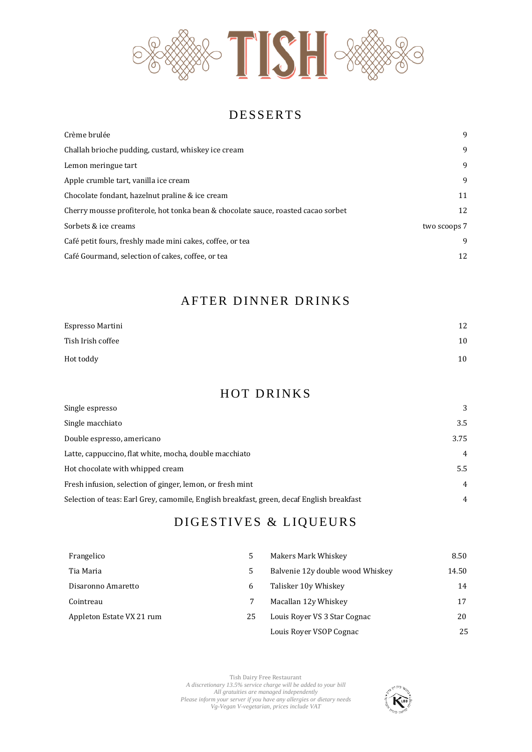# TISH

## DESSERTS

| | |
|---|---|
| Crème brulée | 9 |
| Challah brioche pudding, custard, whiskey ice cream | 9 |
| Lemon meringue tart | 9 |
| Apple crumble tart, vanilla ice cream | 9 |
| Chocolate fondant, hazelnut praline & ice cream | 11 |
| Cherry mousse profiterole, hot tonka bean & chocolate sauce, roasted cacao sorbet | 12 |
| Sorbets & ice creams | two scoops 7 |
| Café petit fours, freshly made mini cakes, coffee, or tea | 9 |
| Café Gourmand, selection of cakes, coffee, or tea | 12 |

## AFTER DINNER DRINKS

| | |
|---|---|
| Espresso Martini | 12 |
| Tish Irish coffee | 10 |
| Hot toddy | 10 |

## HOT DRINKS

| | |
|---|---|
| Single espresso | 3 |
| Single macchiato | 3.5 |
| Double espresso, americano | 3.75 |
| Latte, cappuccino, flat white, mocha, double macchiato | 4 |
| Hot chocolate with whipped cream | 5.5 |
| Fresh infusion, selection of ginger, lemon, or fresh mint | 4 |
| Selection of teas: Earl Grey, camomile, English breakfast, green, decaf English breakfast | 4 |

## DIGESTIVES & LIQUEURS

| | |
|---|---|
| Frangelico | 5 |
| Tia Maria | 5 |
| Disaronno Amaretto | 6 |
| Cointreau | 7 |
| Appleton Estate VX 21 rum | 25 |
| Makers Mark Whiskey | 8.50 |
| Balvenie 12y double wood Whiskey | 14.50 |
| Talisker 10y Whiskey | 14 |
| Macallan 12y Whiskey | 17 |
| Louis Royer VS 3 Star Cognac | 20 |
| Louis Royer VSOP Cognac | 25 |

Tish Dairy Free Restaurant

*A discretionary 13.5% service charge will be added to your bill*

*All gratuities are managed independently*

*Please inform your server if you have any allergies or dietary needs*

*Vg-Vegan V-vegetarian, prices include VAT*